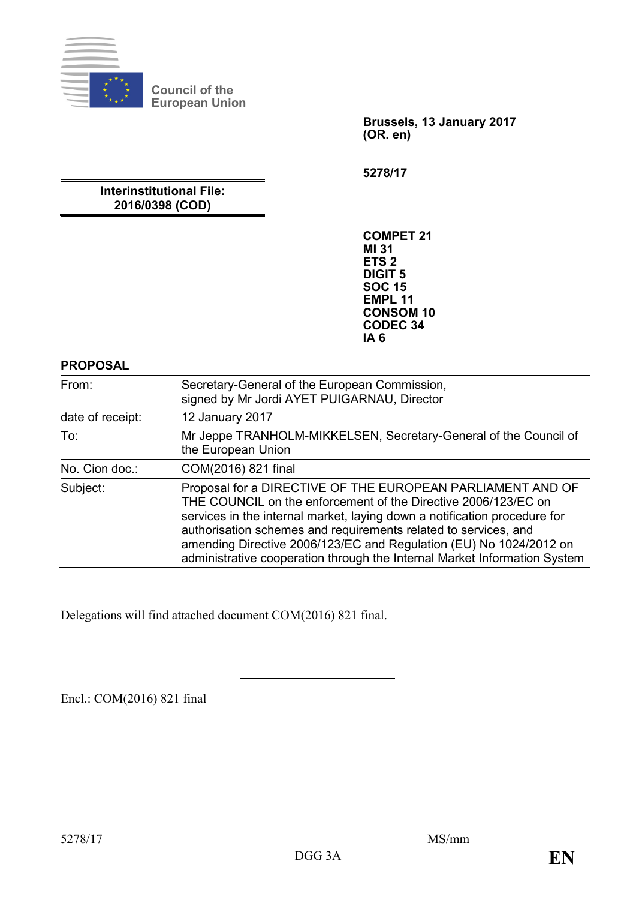Council of the European Union

**Brussels, 13 January 2017**
**(OR. en)**

**5278/17**

**Interinstitutional File:**
**2016/0398 (COD)**

**COMPET 21**
**MI 31**
**ETS 2**
**DIGIT 5**
**SOC 15**
**EMPL 11**
**CONSOM 10**
**CODEC 34**
**IA 6**

**PROPOSAL**

| | |
|---|---|
| From: | Secretary-General of the European Commission, signed by Mr Jordi AYET PUIGARNAU, Director |
| date of receipt: | 12 January 2017 |
| To: | Mr Jeppe TRANHOLM-MIKKELSEN, Secretary-General of the Council of the European Union |
| No. Cion doc.: | COM(2016) 821 final |
| Subject: | Proposal for a DIRECTIVE OF THE EUROPEAN PARLIAMENT AND OF THE COUNCIL on the enforcement of the Directive 2006/123/EC on services in the internal market, laying down a notification procedure for authorisation schemes and requirements related to services, and amending Directive 2006/123/EC and Regulation (EU) No 1024/2012 on administrative cooperation through the Internal Market Information System |

Delegations will find attached document COM(2016) 821 final.

---

Encl.: COM(2016) 821 final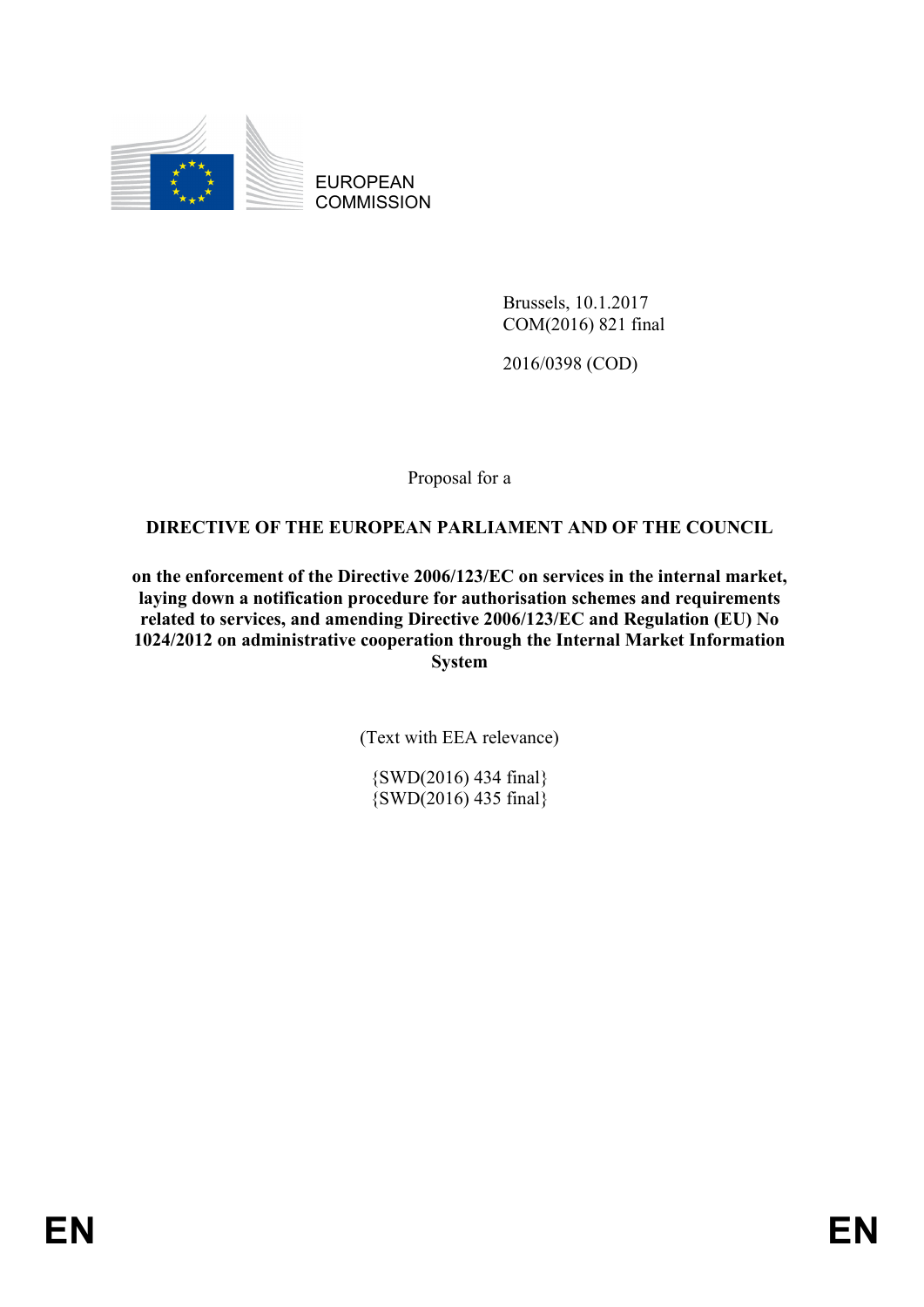EUROPEAN COMMISSION

Brussels, 10.1.2017
COM(2016) 821 final

2016/0398 (COD)

Proposal for a

**DIRECTIVE OF THE EUROPEAN PARLIAMENT AND OF THE COUNCIL**

**on the enforcement of the Directive 2006/123/EC on services in the internal market, laying down a notification procedure for authorisation schemes and requirements related to services, and amending Directive 2006/123/EC and Regulation (EU) No 1024/2012 on administrative cooperation through the Internal Market Information System**

(Text with EEA relevance)

{SWD(2016) 434 final}
{SWD(2016) 435 final}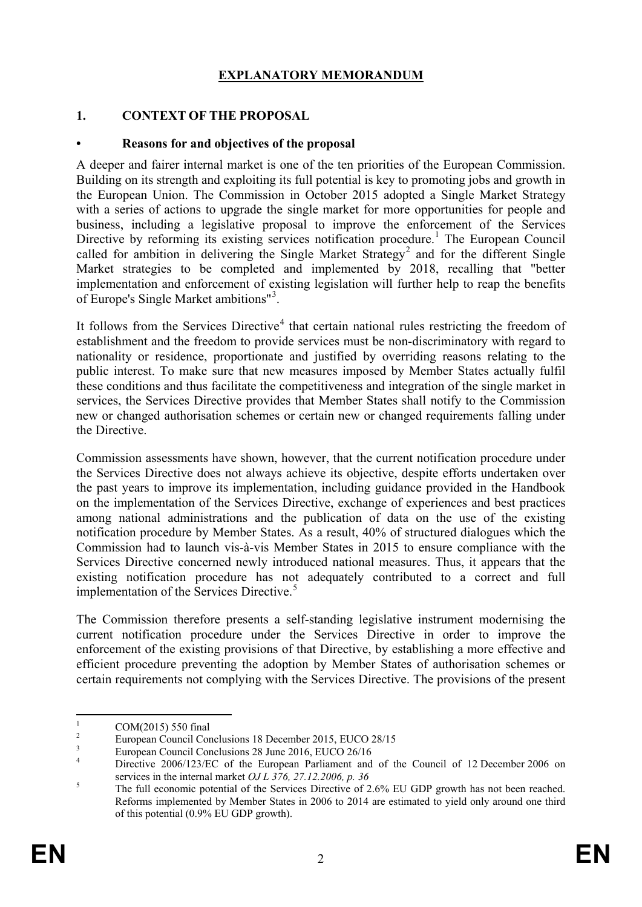# EXPLANATORY MEMORANDUM

## 1. CONTEXT OF THE PROPOSAL

### • Reasons for and objectives of the proposal

A deeper and fairer internal market is one of the ten priorities of the European Commission. Building on its strength and exploiting its full potential is key to promoting jobs and growth in the European Union. The Commission in October 2015 adopted a Single Market Strategy with a series of actions to upgrade the single market for more opportunities for people and business, including a legislative proposal to improve the enforcement of the Services Directive by reforming its existing services notification procedure.[1] The European Council called for ambition in delivering the Single Market Strategy[2] and for the different Single Market strategies to be completed and implemented by 2018, recalling that "better implementation and enforcement of existing legislation will further help to reap the benefits of Europe's Single Market ambitions"[3].

It follows from the Services Directive[4] that certain national rules restricting the freedom of establishment and the freedom to provide services must be non-discriminatory with regard to nationality or residence, proportionate and justified by overriding reasons relating to the public interest. To make sure that new measures imposed by Member States actually fulfil these conditions and thus facilitate the competitiveness and integration of the single market in services, the Services Directive provides that Member States shall notify to the Commission new or changed authorisation schemes or certain new or changed requirements falling under the Directive.

Commission assessments have shown, however, that the current notification procedure under the Services Directive does not always achieve its objective, despite efforts undertaken over the past years to improve its implementation, including guidance provided in the Handbook on the implementation of the Services Directive, exchange of experiences and best practices among national administrations and the publication of data on the use of the existing notification procedure by Member States. As a result, 40% of structured dialogues which the Commission had to launch vis-à-vis Member States in 2015 to ensure compliance with the Services Directive concerned newly introduced national measures. Thus, it appears that the existing notification procedure has not adequately contributed to a correct and full implementation of the Services Directive.[5]

The Commission therefore presents a self-standing legislative instrument modernising the current notification procedure under the Services Directive in order to improve the enforcement of the existing provisions of that Directive, by establishing a more effective and efficient procedure preventing the adoption by Member States of authorisation schemes or certain requirements not complying with the Services Directive. The provisions of the present

---

[1] COM(2015) 550 final

[2] European Council Conclusions 18 December 2015, EUCO 28/15

[3] European Council Conclusions 28 June 2016, EUCO 26/16

[4] Directive 2006/123/EC of the European Parliament and of the Council of 12 December 2006 on services in the internal market *OJ L 376, 27.12.2006, p. 36*

[5] The full economic potential of the Services Directive of 2.6% EU GDP growth has not been reached. Reforms implemented by Member States in 2006 to 2014 are estimated to yield only around one third of this potential (0.9% EU GDP growth).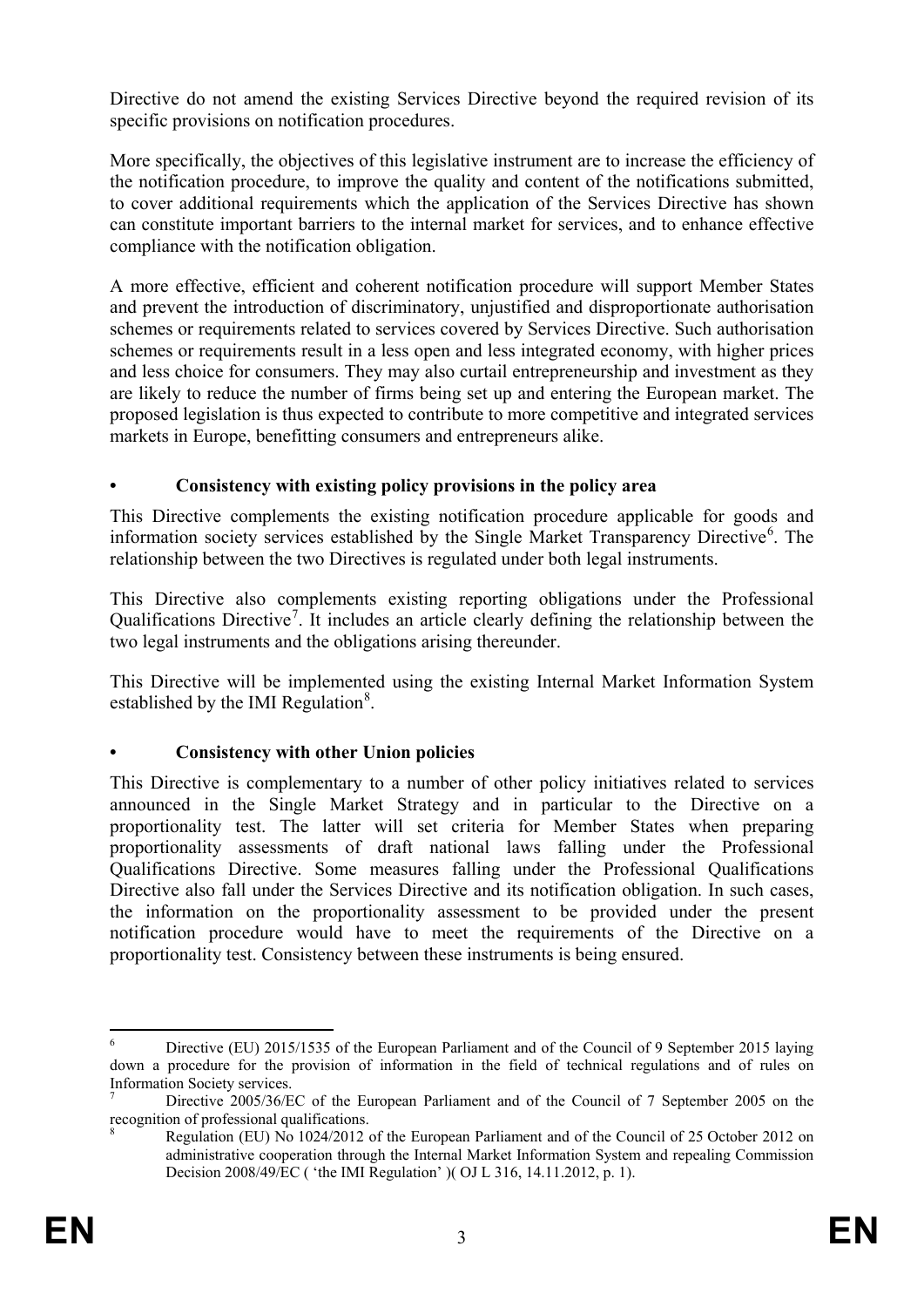Directive do not amend the existing Services Directive beyond the required revision of its specific provisions on notification procedures.

More specifically, the objectives of this legislative instrument are to increase the efficiency of the notification procedure, to improve the quality and content of the notifications submitted, to cover additional requirements which the application of the Services Directive has shown can constitute important barriers to the internal market for services, and to enhance effective compliance with the notification obligation.

A more effective, efficient and coherent notification procedure will support Member States and prevent the introduction of discriminatory, unjustified and disproportionate authorisation schemes or requirements related to services covered by Services Directive. Such authorisation schemes or requirements result in a less open and less integrated economy, with higher prices and less choice for consumers. They may also curtail entrepreneurship and investment as they are likely to reduce the number of firms being set up and entering the European market. The proposed legislation is thus expected to contribute to more competitive and integrated services markets in Europe, benefitting consumers and entrepreneurs alike.

## • Consistency with existing policy provisions in the policy area

This Directive complements the existing notification procedure applicable for goods and information society services established by the Single Market Transparency Directive[6]. The relationship between the two Directives is regulated under both legal instruments.

This Directive also complements existing reporting obligations under the Professional Qualifications Directive[7]. It includes an article clearly defining the relationship between the two legal instruments and the obligations arising thereunder.

This Directive will be implemented using the existing Internal Market Information System established by the IMI Regulation[8].

## • Consistency with other Union policies

This Directive is complementary to a number of other policy initiatives related to services announced in the Single Market Strategy and in particular to the Directive on a proportionality test. The latter will set criteria for Member States when preparing proportionality assessments of draft national laws falling under the Professional Qualifications Directive. Some measures falling under the Professional Qualifications Directive also fall under the Services Directive and its notification obligation. In such cases, the information on the proportionality assessment to be provided under the present notification procedure would have to meet the requirements of the Directive on a proportionality test. Consistency between these instruments is being ensured.

---

[6] Directive (EU) 2015/1535 of the European Parliament and of the Council of 9 September 2015 laying down a procedure for the provision of information in the field of technical regulations and of rules on Information Society services.

[7] Directive 2005/36/EC of the European Parliament and of the Council of 7 September 2005 on the recognition of professional qualifications.

[8] Regulation (EU) No 1024/2012 of the European Parliament and of the Council of 25 October 2012 on administrative cooperation through the Internal Market Information System and repealing Commission Decision 2008/49/EC ( 'the IMI Regulation' )( OJ L 316, 14.11.2012, p. 1).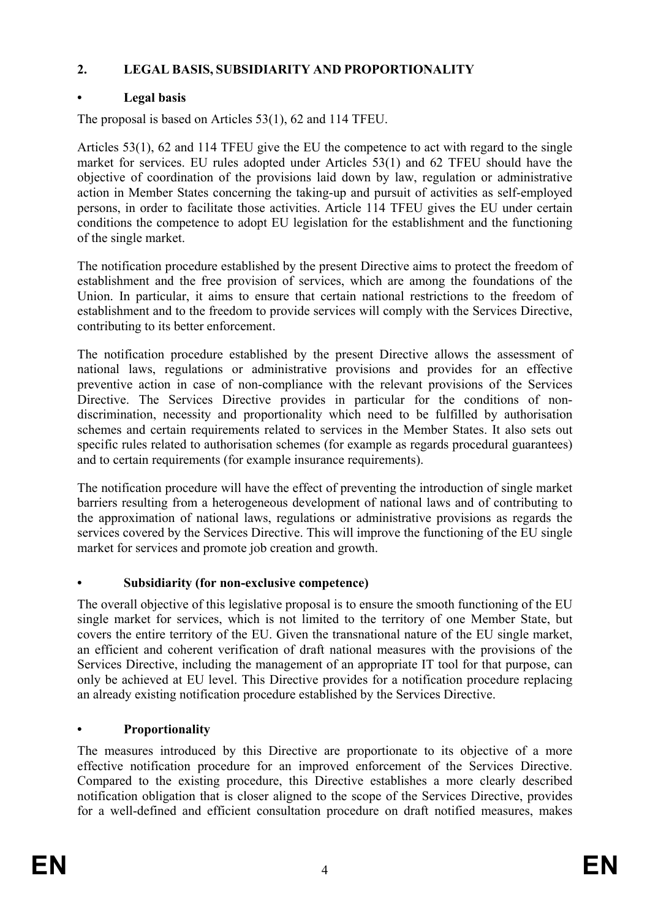## 2. LEGAL BASIS, SUBSIDIARITY AND PROPORTIONALITY

### • Legal basis

The proposal is based on Articles 53(1), 62 and 114 TFEU.

Articles 53(1), 62 and 114 TFEU give the EU the competence to act with regard to the single market for services. EU rules adopted under Articles 53(1) and 62 TFEU should have the objective of coordination of the provisions laid down by law, regulation or administrative action in Member States concerning the taking-up and pursuit of activities as self-employed persons, in order to facilitate those activities. Article 114 TFEU gives the EU under certain conditions the competence to adopt EU legislation for the establishment and the functioning of the single market.

The notification procedure established by the present Directive aims to protect the freedom of establishment and the free provision of services, which are among the foundations of the Union. In particular, it aims to ensure that certain national restrictions to the freedom of establishment and to the freedom to provide services will comply with the Services Directive, contributing to its better enforcement.

The notification procedure established by the present Directive allows the assessment of national laws, regulations or administrative provisions and provides for an effective preventive action in case of non-compliance with the relevant provisions of the Services Directive. The Services Directive provides in particular for the conditions of non-discrimination, necessity and proportionality which need to be fulfilled by authorisation schemes and certain requirements related to services in the Member States. It also sets out specific rules related to authorisation schemes (for example as regards procedural guarantees) and to certain requirements (for example insurance requirements).

The notification procedure will have the effect of preventing the introduction of single market barriers resulting from a heterogeneous development of national laws and of contributing to the approximation of national laws, regulations or administrative provisions as regards the services covered by the Services Directive. This will improve the functioning of the EU single market for services and promote job creation and growth.

### • Subsidiarity (for non-exclusive competence)

The overall objective of this legislative proposal is to ensure the smooth functioning of the EU single market for services, which is not limited to the territory of one Member State, but covers the entire territory of the EU. Given the transnational nature of the EU single market, an efficient and coherent verification of draft national measures with the provisions of the Services Directive, including the management of an appropriate IT tool for that purpose, can only be achieved at EU level. This Directive provides for a notification procedure replacing an already existing notification procedure established by the Services Directive.

### • Proportionality

The measures introduced by this Directive are proportionate to its objective of a more effective notification procedure for an improved enforcement of the Services Directive. Compared to the existing procedure, this Directive establishes a more clearly described notification obligation that is closer aligned to the scope of the Services Directive, provides for a well-defined and efficient consultation procedure on draft notified measures, makes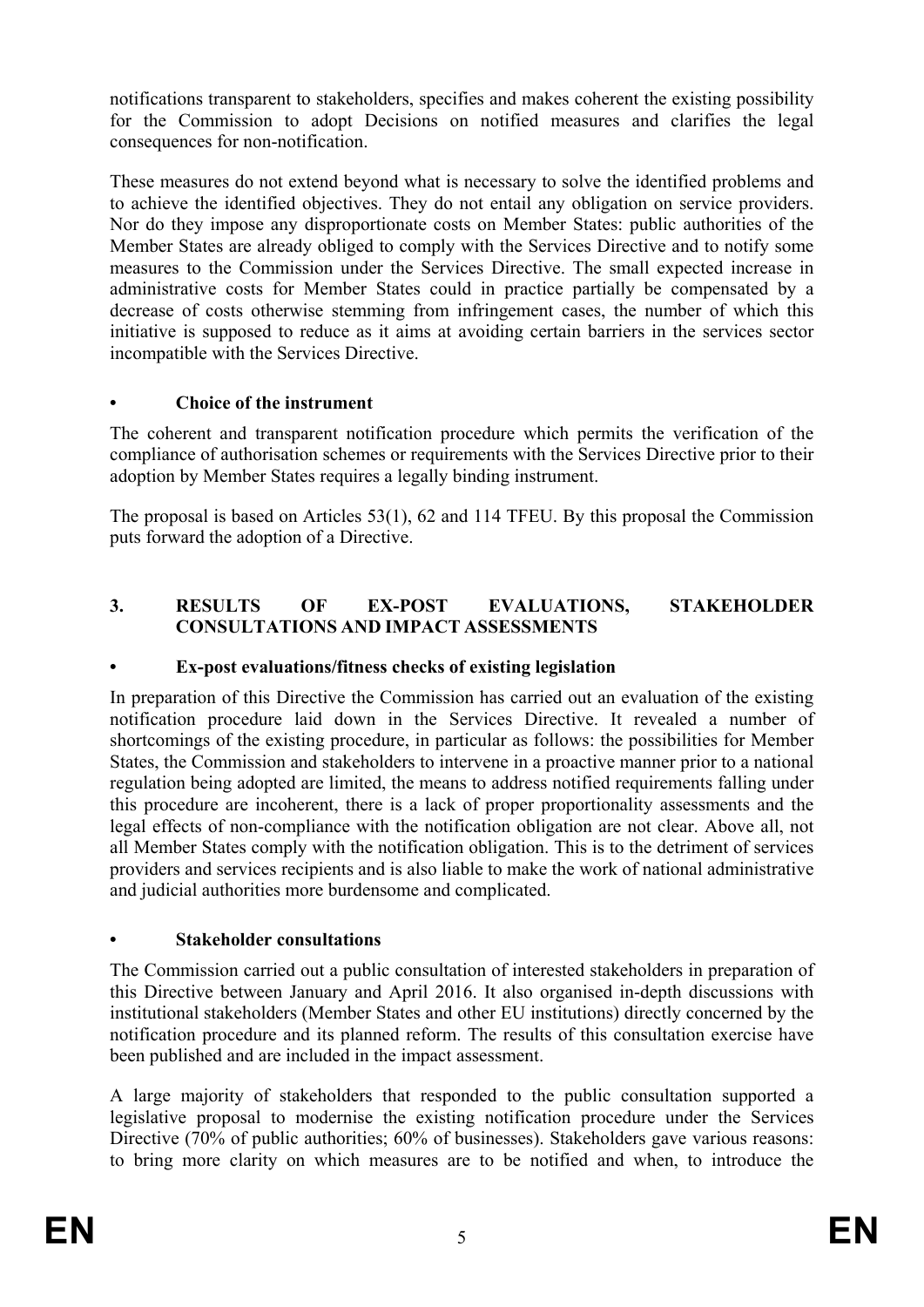notifications transparent to stakeholders, specifies and makes coherent the existing possibility for the Commission to adopt Decisions on notified measures and clarifies the legal consequences for non-notification.

These measures do not extend beyond what is necessary to solve the identified problems and to achieve the identified objectives. They do not entail any obligation on service providers. Nor do they impose any disproportionate costs on Member States: public authorities of the Member States are already obliged to comply with the Services Directive and to notify some measures to the Commission under the Services Directive. The small expected increase in administrative costs for Member States could in practice partially be compensated by a decrease of costs otherwise stemming from infringement cases, the number of which this initiative is supposed to reduce as it aims at avoiding certain barriers in the services sector incompatible with the Services Directive.

### • Choice of the instrument

The coherent and transparent notification procedure which permits the verification of the compliance of authorisation schemes or requirements with the Services Directive prior to their adoption by Member States requires a legally binding instrument.

The proposal is based on Articles 53(1), 62 and 114 TFEU. By this proposal the Commission puts forward the adoption of a Directive.

## 3. RESULTS OF EX-POST EVALUATIONS, STAKEHOLDER CONSULTATIONS AND IMPACT ASSESSMENTS

### • Ex-post evaluations/fitness checks of existing legislation

In preparation of this Directive the Commission has carried out an evaluation of the existing notification procedure laid down in the Services Directive. It revealed a number of shortcomings of the existing procedure, in particular as follows: the possibilities for Member States, the Commission and stakeholders to intervene in a proactive manner prior to a national regulation being adopted are limited, the means to address notified requirements falling under this procedure are incoherent, there is a lack of proper proportionality assessments and the legal effects of non-compliance with the notification obligation are not clear. Above all, not all Member States comply with the notification obligation. This is to the detriment of services providers and services recipients and is also liable to make the work of national administrative and judicial authorities more burdensome and complicated.

### • Stakeholder consultations

The Commission carried out a public consultation of interested stakeholders in preparation of this Directive between January and April 2016. It also organised in-depth discussions with institutional stakeholders (Member States and other EU institutions) directly concerned by the notification procedure and its planned reform. The results of this consultation exercise have been published and are included in the impact assessment.

A large majority of stakeholders that responded to the public consultation supported a legislative proposal to modernise the existing notification procedure under the Services Directive (70% of public authorities; 60% of businesses). Stakeholders gave various reasons: to bring more clarity on which measures are to be notified and when, to introduce the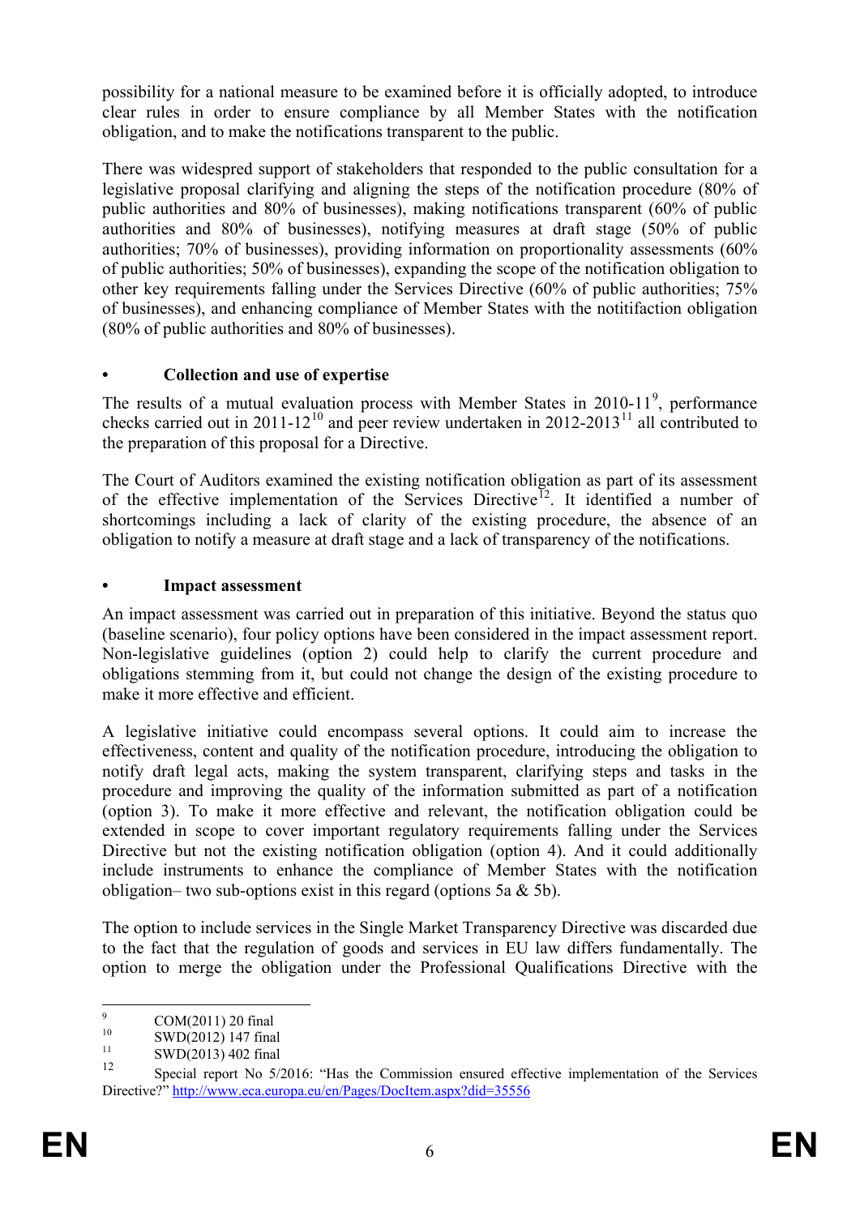possibility for a national measure to be examined before it is officially adopted, to introduce clear rules in order to ensure compliance by all Member States with the notification obligation, and to make the notifications transparent to the public.

There was widespred support of stakeholders that responded to the public consultation for a legislative proposal clarifying and aligning the steps of the notification procedure (80% of public authorities and 80% of businesses), making notifications transparent (60% of public authorities and 80% of businesses), notifying measures at draft stage (50% of public authorities; 70% of businesses), providing information on proportionality assessments (60% of public authorities; 50% of businesses), expanding the scope of the notification obligation to other key requirements falling under the Services Directive (60% of public authorities; 75% of businesses), and enhancing compliance of Member States with the notitifaction obligation (80% of public authorities and 80% of businesses).

- **Collection and use of expertise**

The results of a mutual evaluation process with Member States in 2010-11[9], performance checks carried out in 2011-12[10] and peer review undertaken in 2012-2013[11] all contributed to the preparation of this proposal for a Directive.

The Court of Auditors examined the existing notification obligation as part of its assessment of the effective implementation of the Services Directive[12]. It identified a number of shortcomings including a lack of clarity of the existing procedure, the absence of an obligation to notify a measure at draft stage and a lack of transparency of the notifications.

- **Impact assessment**

An impact assessment was carried out in preparation of this initiative. Beyond the status quo (baseline scenario), four policy options have been considered in the impact assessment report. Non-legislative guidelines (option 2) could help to clarify the current procedure and obligations stemming from it, but could not change the design of the existing procedure to make it more effective and efficient.

A legislative initiative could encompass several options. It could aim to increase the effectiveness, content and quality of the notification procedure, introducing the obligation to notify draft legal acts, making the system transparent, clarifying steps and tasks in the procedure and improving the quality of the information submitted as part of a notification (option 3). To make it more effective and relevant, the notification obligation could be extended in scope to cover important regulatory requirements falling under the Services Directive but not the existing notification obligation (option 4). And it could additionally include instruments to enhance the compliance of Member States with the notification obligation– two sub-options exist in this regard (options 5a & 5b).

The option to include services in the Single Market Transparency Directive was discarded due to the fact that the regulation of goods and services in EU law differs fundamentally. The option to merge the obligation under the Professional Qualifications Directive with the

---

[9] COM(2011) 20 final

[10] SWD(2012) 147 final

[11] SWD(2013) 402 final

[12] Special report No 5/2016: "Has the Commission ensured effective implementation of the Services Directive?" http://www.eca.europa.eu/en/Pages/DocItem.aspx?did=35556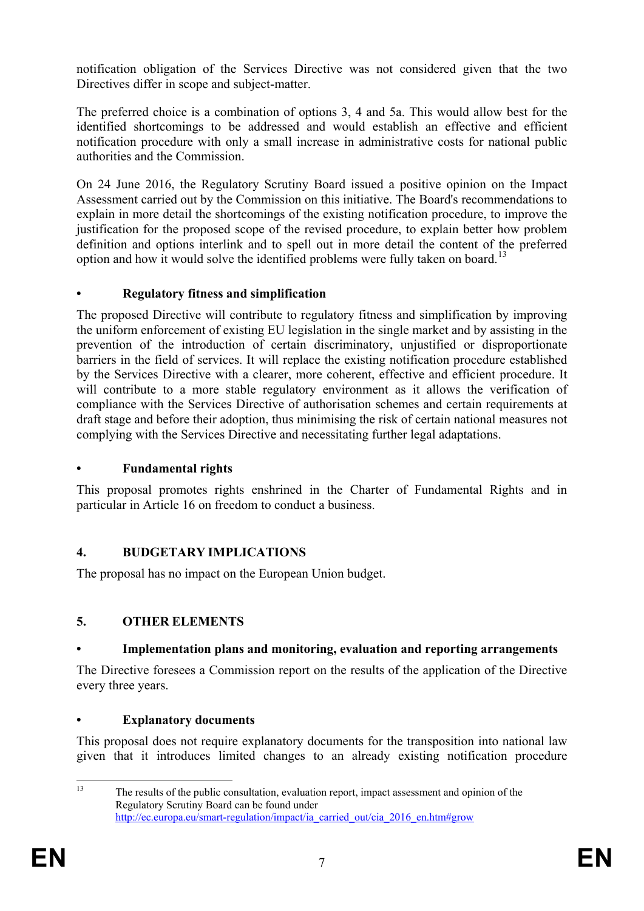notification obligation of the Services Directive was not considered given that the two Directives differ in scope and subject-matter.

The preferred choice is a combination of options 3, 4 and 5a. This would allow best for the identified shortcomings to be addressed and would establish an effective and efficient notification procedure with only a small increase in administrative costs for national public authorities and the Commission.

On 24 June 2016, the Regulatory Scrutiny Board issued a positive opinion on the Impact Assessment carried out by the Commission on this initiative. The Board's recommendations to explain in more detail the shortcomings of the existing notification procedure, to improve the justification for the proposed scope of the revised procedure, to explain better how problem definition and options interlink and to spell out in more detail the content of the preferred option and how it would solve the identified problems were fully taken on board.[13]

- **Regulatory fitness and simplification**

The proposed Directive will contribute to regulatory fitness and simplification by improving the uniform enforcement of existing EU legislation in the single market and by assisting in the prevention of the introduction of certain discriminatory, unjustified or disproportionate barriers in the field of services. It will replace the existing notification procedure established by the Services Directive with a clearer, more coherent, effective and efficient procedure. It will contribute to a more stable regulatory environment as it allows the verification of compliance with the Services Directive of authorisation schemes and certain requirements at draft stage and before their adoption, thus minimising the risk of certain national measures not complying with the Services Directive and necessitating further legal adaptations.

- **Fundamental rights**

This proposal promotes rights enshrined in the Charter of Fundamental Rights and in particular in Article 16 on freedom to conduct a business.

## 4. BUDGETARY IMPLICATIONS

The proposal has no impact on the European Union budget.

## 5. OTHER ELEMENTS

- **Implementation plans and monitoring, evaluation and reporting arrangements**

The Directive foresees a Commission report on the results of the application of the Directive every three years.

- **Explanatory documents**

This proposal does not require explanatory documents for the transposition into national law given that it introduces limited changes to an already existing notification procedure

---

[13] The results of the public consultation, evaluation report, impact assessment and opinion of the Regulatory Scrutiny Board can be found under http://ec.europa.eu/smart-regulation/impact/ia_carried_out/cia_2016_en.htm#grow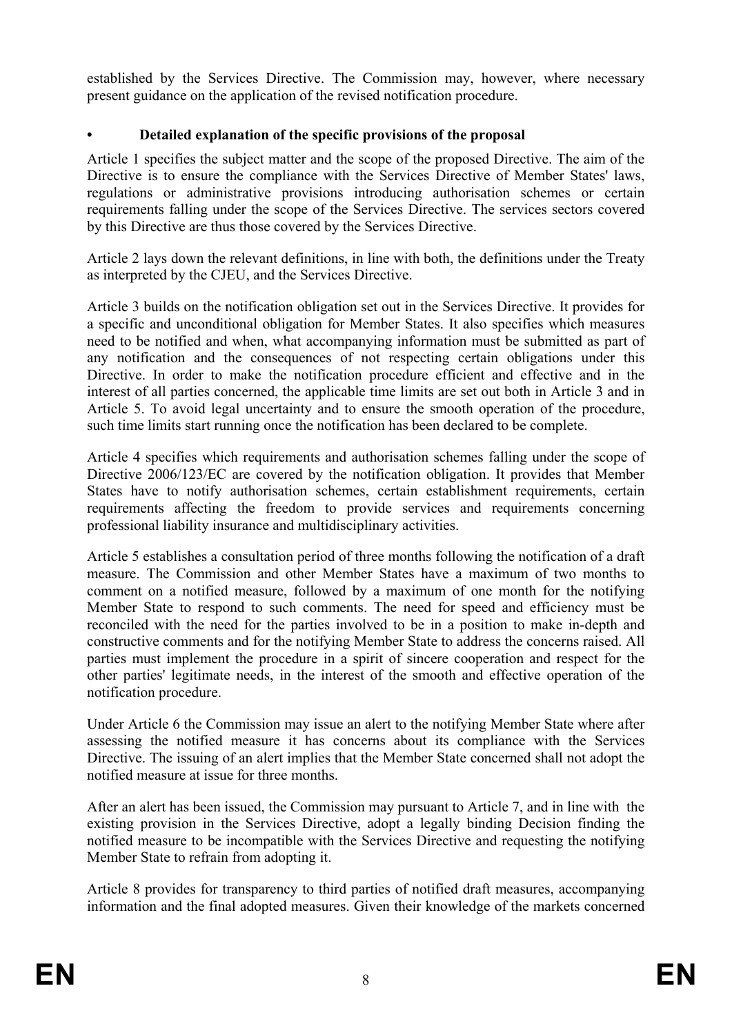established by the Services Directive. The Commission may, however, where necessary present guidance on the application of the revised notification procedure.

- **Detailed explanation of the specific provisions of the proposal**

Article 1 specifies the subject matter and the scope of the proposed Directive. The aim of the Directive is to ensure the compliance with the Services Directive of Member States' laws, regulations or administrative provisions introducing authorisation schemes or certain requirements falling under the scope of the Services Directive. The services sectors covered by this Directive are thus those covered by the Services Directive.

Article 2 lays down the relevant definitions, in line with both, the definitions under the Treaty as interpreted by the CJEU, and the Services Directive.

Article 3 builds on the notification obligation set out in the Services Directive. It provides for a specific and unconditional obligation for Member States. It also specifies which measures need to be notified and when, what accompanying information must be submitted as part of any notification and the consequences of not respecting certain obligations under this Directive. In order to make the notification procedure efficient and effective and in the interest of all parties concerned, the applicable time limits are set out both in Article 3 and in Article 5. To avoid legal uncertainty and to ensure the smooth operation of the procedure, such time limits start running once the notification has been declared to be complete.

Article 4 specifies which requirements and authorisation schemes falling under the scope of Directive 2006/123/EC are covered by the notification obligation. It provides that Member States have to notify authorisation schemes, certain establishment requirements, certain requirements affecting the freedom to provide services and requirements concerning professional liability insurance and multidisciplinary activities.

Article 5 establishes a consultation period of three months following the notification of a draft measure. The Commission and other Member States have a maximum of two months to comment on a notified measure, followed by a maximum of one month for the notifying Member State to respond to such comments. The need for speed and efficiency must be reconciled with the need for the parties involved to be in a position to make in-depth and constructive comments and for the notifying Member State to address the concerns raised. All parties must implement the procedure in a spirit of sincere cooperation and respect for the other parties' legitimate needs, in the interest of the smooth and effective operation of the notification procedure.

Under Article 6 the Commission may issue an alert to the notifying Member State where after assessing the notified measure it has concerns about its compliance with the Services Directive. The issuing of an alert implies that the Member State concerned shall not adopt the notified measure at issue for three months.

After an alert has been issued, the Commission may pursuant to Article 7, and in line with the existing provision in the Services Directive, adopt a legally binding Decision finding the notified measure to be incompatible with the Services Directive and requesting the notifying Member State to refrain from adopting it.

Article 8 provides for transparency to third parties of notified draft measures, accompanying information and the final adopted measures. Given their knowledge of the markets concerned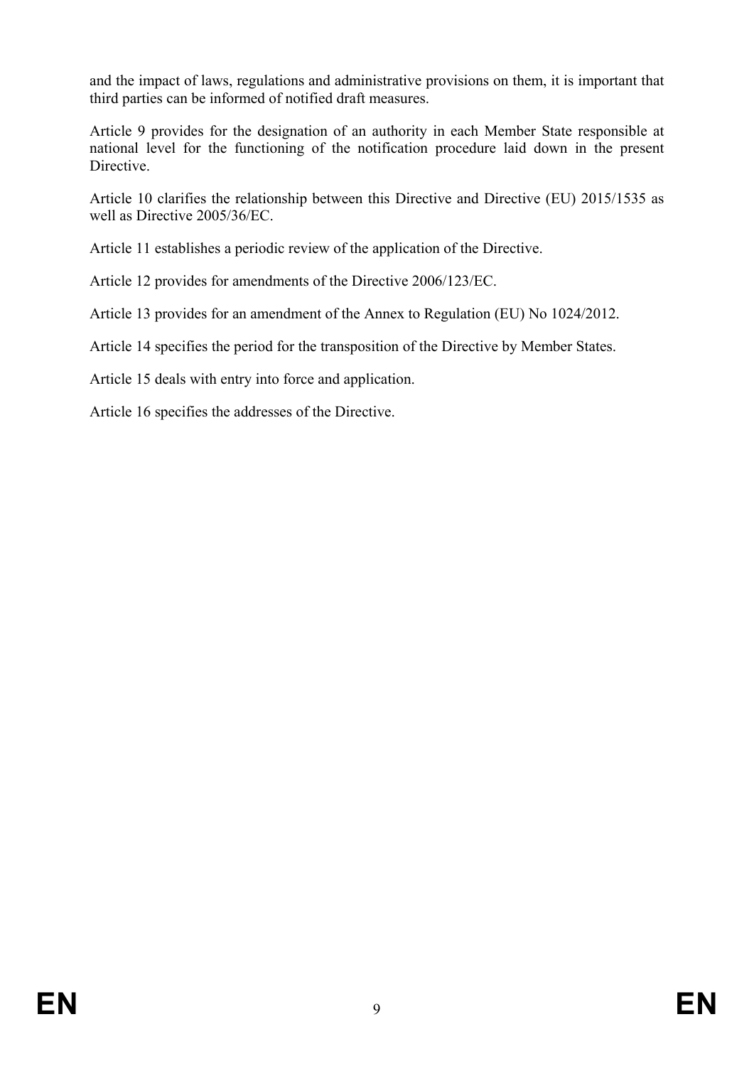and the impact of laws, regulations and administrative provisions on them, it is important that third parties can be informed of notified draft measures.

Article 9 provides for the designation of an authority in each Member State responsible at national level for the functioning of the notification procedure laid down in the present Directive.

Article 10 clarifies the relationship between this Directive and Directive (EU) 2015/1535 as well as Directive 2005/36/EC.

Article 11 establishes a periodic review of the application of the Directive.

Article 12 provides for amendments of the Directive 2006/123/EC.

Article 13 provides for an amendment of the Annex to Regulation (EU) No 1024/2012.

Article 14 specifies the period for the transposition of the Directive by Member States.

Article 15 deals with entry into force and application.

Article 16 specifies the addresses of the Directive.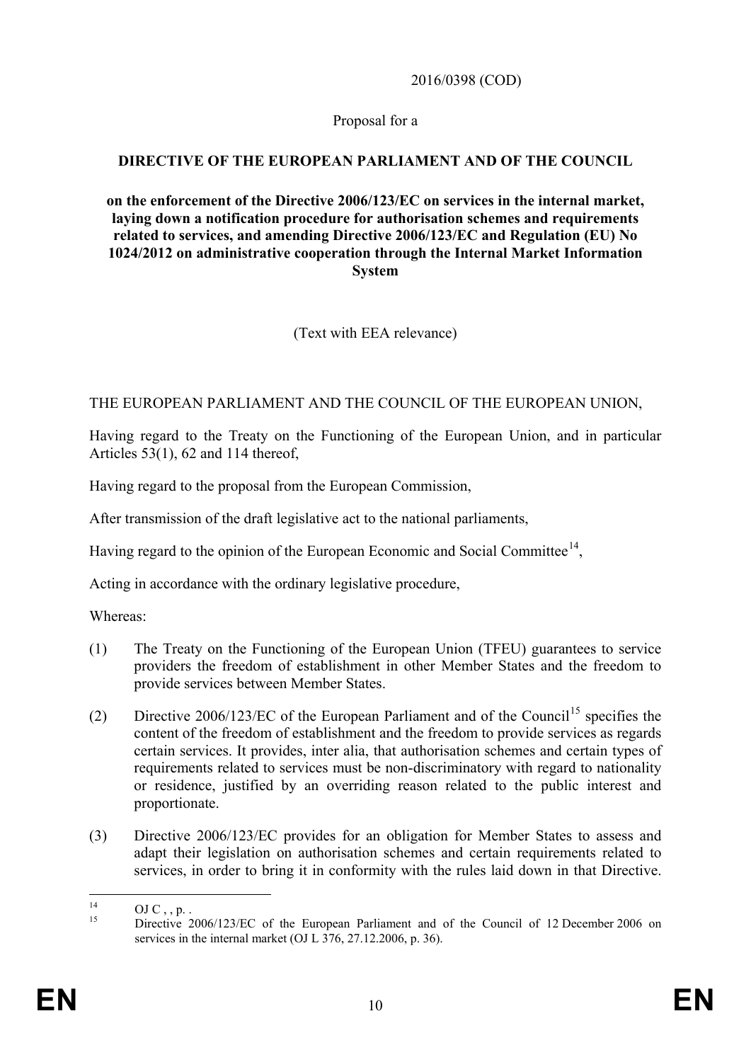2016/0398 (COD)

Proposal for a

**DIRECTIVE OF THE EUROPEAN PARLIAMENT AND OF THE COUNCIL**

**on the enforcement of the Directive 2006/123/EC on services in the internal market, laying down a notification procedure for authorisation schemes and requirements related to services, and amending Directive 2006/123/EC and Regulation (EU) No 1024/2012 on administrative cooperation through the Internal Market Information System**

(Text with EEA relevance)

THE EUROPEAN PARLIAMENT AND THE COUNCIL OF THE EUROPEAN UNION,

Having regard to the Treaty on the Functioning of the European Union, and in particular Articles 53(1), 62 and 114 thereof,

Having regard to the proposal from the European Commission,

After transmission of the draft legislative act to the national parliaments,

Having regard to the opinion of the European Economic and Social Committee[14],

Acting in accordance with the ordinary legislative procedure,

Whereas:

(1) The Treaty on the Functioning of the European Union (TFEU) guarantees to service providers the freedom of establishment in other Member States and the freedom to provide services between Member States.

(2) Directive 2006/123/EC of the European Parliament and of the Council[15] specifies the content of the freedom of establishment and the freedom to provide services as regards certain services. It provides, inter alia, that authorisation schemes and certain types of requirements related to services must be non-discriminatory with regard to nationality or residence, justified by an overriding reason related to the public interest and proportionate.

(3) Directive 2006/123/EC provides for an obligation for Member States to assess and adapt their legislation on authorisation schemes and certain requirements related to services, in order to bring it in conformity with the rules laid down in that Directive.

---

[14] OJ C , , p. .

[15] Directive 2006/123/EC of the European Parliament and of the Council of 12 December 2006 on services in the internal market (OJ L 376, 27.12.2006, p. 36).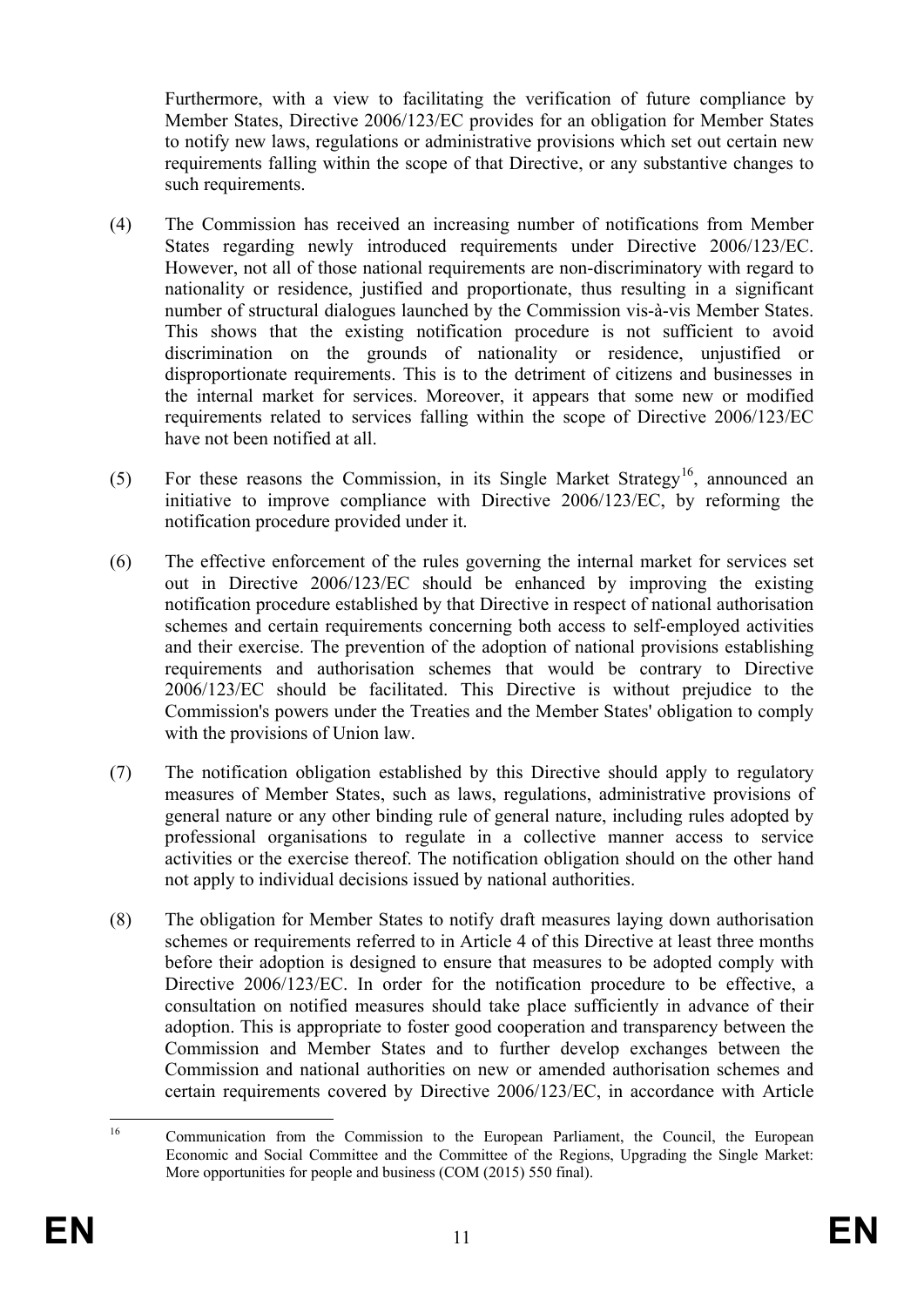Furthermore, with a view to facilitating the verification of future compliance by Member States, Directive 2006/123/EC provides for an obligation for Member States to notify new laws, regulations or administrative provisions which set out certain new requirements falling within the scope of that Directive, or any substantive changes to such requirements.

(4) The Commission has received an increasing number of notifications from Member States regarding newly introduced requirements under Directive 2006/123/EC. However, not all of those national requirements are non-discriminatory with regard to nationality or residence, justified and proportionate, thus resulting in a significant number of structural dialogues launched by the Commission vis-à-vis Member States. This shows that the existing notification procedure is not sufficient to avoid discrimination on the grounds of nationality or residence, unjustified or disproportionate requirements. This is to the detriment of citizens and businesses in the internal market for services. Moreover, it appears that some new or modified requirements related to services falling within the scope of Directive 2006/123/EC have not been notified at all.

(5) For these reasons the Commission, in its Single Market Strategy[16], announced an initiative to improve compliance with Directive 2006/123/EC, by reforming the notification procedure provided under it.

(6) The effective enforcement of the rules governing the internal market for services set out in Directive 2006/123/EC should be enhanced by improving the existing notification procedure established by that Directive in respect of national authorisation schemes and certain requirements concerning both access to self-employed activities and their exercise. The prevention of the adoption of national provisions establishing requirements and authorisation schemes that would be contrary to Directive 2006/123/EC should be facilitated. This Directive is without prejudice to the Commission's powers under the Treaties and the Member States' obligation to comply with the provisions of Union law.

(7) The notification obligation established by this Directive should apply to regulatory measures of Member States, such as laws, regulations, administrative provisions of general nature or any other binding rule of general nature, including rules adopted by professional organisations to regulate in a collective manner access to service activities or the exercise thereof. The notification obligation should on the other hand not apply to individual decisions issued by national authorities.

(8) The obligation for Member States to notify draft measures laying down authorisation schemes or requirements referred to in Article 4 of this Directive at least three months before their adoption is designed to ensure that measures to be adopted comply with Directive 2006/123/EC. In order for the notification procedure to be effective, a consultation on notified measures should take place sufficiently in advance of their adoption. This is appropriate to foster good cooperation and transparency between the Commission and Member States and to further develop exchanges between the Commission and national authorities on new or amended authorisation schemes and certain requirements covered by Directive 2006/123/EC, in accordance with Article

[16] Communication from the Commission to the European Parliament, the Council, the European Economic and Social Committee and the Committee of the Regions, Upgrading the Single Market: More opportunities for people and business (COM (2015) 550 final).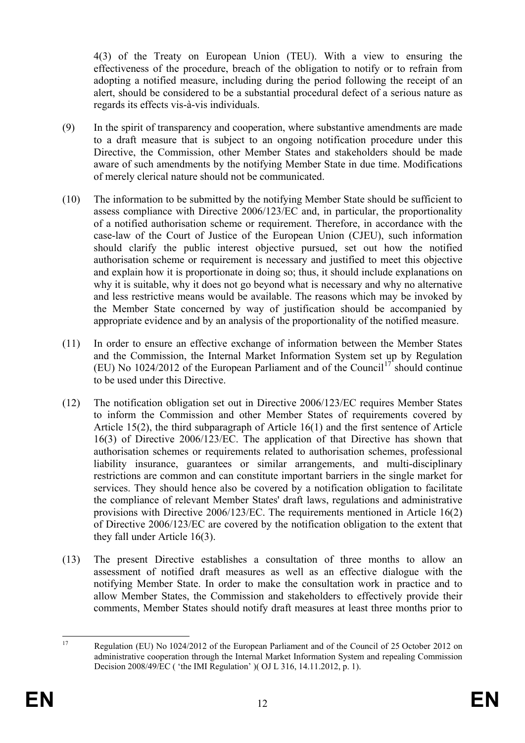4(3) of the Treaty on European Union (TEU). With a view to ensuring the effectiveness of the procedure, breach of the obligation to notify or to refrain from adopting a notified measure, including during the period following the receipt of an alert, should be considered to be a substantial procedural defect of a serious nature as regards its effects vis-à-vis individuals.

(9) In the spirit of transparency and cooperation, where substantive amendments are made to a draft measure that is subject to an ongoing notification procedure under this Directive, the Commission, other Member States and stakeholders should be made aware of such amendments by the notifying Member State in due time. Modifications of merely clerical nature should not be communicated.

(10) The information to be submitted by the notifying Member State should be sufficient to assess compliance with Directive 2006/123/EC and, in particular, the proportionality of a notified authorisation scheme or requirement. Therefore, in accordance with the case-law of the Court of Justice of the European Union (CJEU), such information should clarify the public interest objective pursued, set out how the notified authorisation scheme or requirement is necessary and justified to meet this objective and explain how it is proportionate in doing so; thus, it should include explanations on why it is suitable, why it does not go beyond what is necessary and why no alternative and less restrictive means would be available. The reasons which may be invoked by the Member State concerned by way of justification should be accompanied by appropriate evidence and by an analysis of the proportionality of the notified measure.

(11) In order to ensure an effective exchange of information between the Member States and the Commission, the Internal Market Information System set up by Regulation (EU) No 1024/2012 of the European Parliament and of the Council[17] should continue to be used under this Directive.

(12) The notification obligation set out in Directive 2006/123/EC requires Member States to inform the Commission and other Member States of requirements covered by Article 15(2), the third subparagraph of Article 16(1) and the first sentence of Article 16(3) of Directive 2006/123/EC. The application of that Directive has shown that authorisation schemes or requirements related to authorisation schemes, professional liability insurance, guarantees or similar arrangements, and multi-disciplinary restrictions are common and can constitute important barriers in the single market for services. They should hence also be covered by a notification obligation to facilitate the compliance of relevant Member States' draft laws, regulations and administrative provisions with Directive 2006/123/EC. The requirements mentioned in Article 16(2) of Directive 2006/123/EC are covered by the notification obligation to the extent that they fall under Article 16(3).

(13) The present Directive establishes a consultation of three months to allow an assessment of notified draft measures as well as an effective dialogue with the notifying Member State. In order to make the consultation work in practice and to allow Member States, the Commission and stakeholders to effectively provide their comments, Member States should notify draft measures at least three months prior to

[17] Regulation (EU) No 1024/2012 of the European Parliament and of the Council of 25 October 2012 on administrative cooperation through the Internal Market Information System and repealing Commission Decision 2008/49/EC ( 'the IMI Regulation' )( OJ L 316, 14.11.2012, p. 1).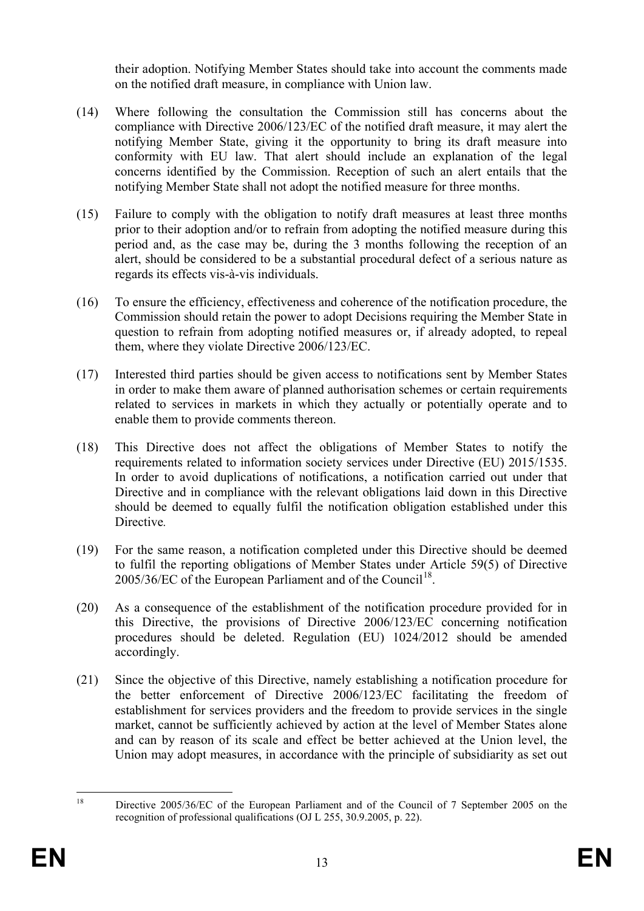their adoption. Notifying Member States should take into account the comments made on the notified draft measure, in compliance with Union law.

(14) Where following the consultation the Commission still has concerns about the compliance with Directive 2006/123/EC of the notified draft measure, it may alert the notifying Member State, giving it the opportunity to bring its draft measure into conformity with EU law. That alert should include an explanation of the legal concerns identified by the Commission. Reception of such an alert entails that the notifying Member State shall not adopt the notified measure for three months.

(15) Failure to comply with the obligation to notify draft measures at least three months prior to their adoption and/or to refrain from adopting the notified measure during this period and, as the case may be, during the 3 months following the reception of an alert, should be considered to be a substantial procedural defect of a serious nature as regards its effects vis-à-vis individuals.

(16) To ensure the efficiency, effectiveness and coherence of the notification procedure, the Commission should retain the power to adopt Decisions requiring the Member State in question to refrain from adopting notified measures or, if already adopted, to repeal them, where they violate Directive 2006/123/EC.

(17) Interested third parties should be given access to notifications sent by Member States in order to make them aware of planned authorisation schemes or certain requirements related to services in markets in which they actually or potentially operate and to enable them to provide comments thereon.

(18) This Directive does not affect the obligations of Member States to notify the requirements related to information society services under Directive (EU) 2015/1535. In order to avoid duplications of notifications, a notification carried out under that Directive and in compliance with the relevant obligations laid down in this Directive should be deemed to equally fulfil the notification obligation established under this Directive*.*

(19) For the same reason, a notification completed under this Directive should be deemed to fulfil the reporting obligations of Member States under Article 59(5) of Directive 2005/36/EC of the European Parliament and of the Council[18].

(20) As a consequence of the establishment of the notification procedure provided for in this Directive, the provisions of Directive 2006/123/EC concerning notification procedures should be deleted. Regulation (EU) 1024/2012 should be amended accordingly.

(21) Since the objective of this Directive, namely establishing a notification procedure for the better enforcement of Directive 2006/123/EC facilitating the freedom of establishment for services providers and the freedom to provide services in the single market, cannot be sufficiently achieved by action at the level of Member States alone and can by reason of its scale and effect be better achieved at the Union level, the Union may adopt measures, in accordance with the principle of subsidiarity as set out

---

[18] Directive 2005/36/EC of the European Parliament and of the Council of 7 September 2005 on the recognition of professional qualifications (OJ L 255, 30.9.2005, p. 22).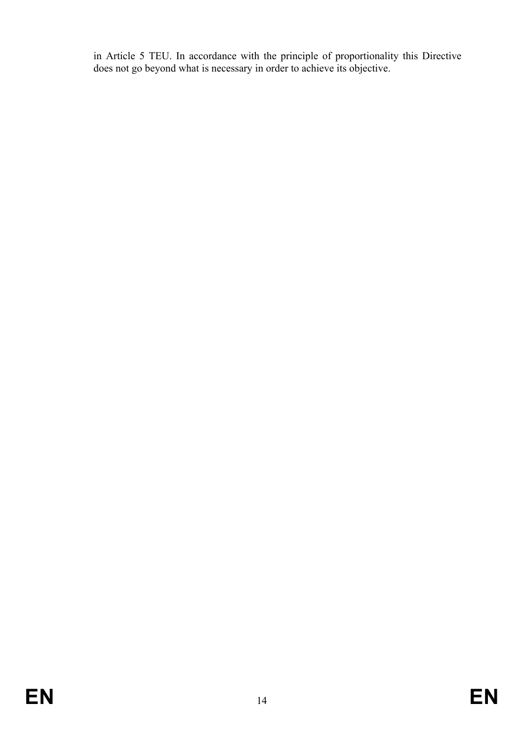in Article 5 TEU. In accordance with the principle of proportionality this Directive does not go beyond what is necessary in order to achieve its objective.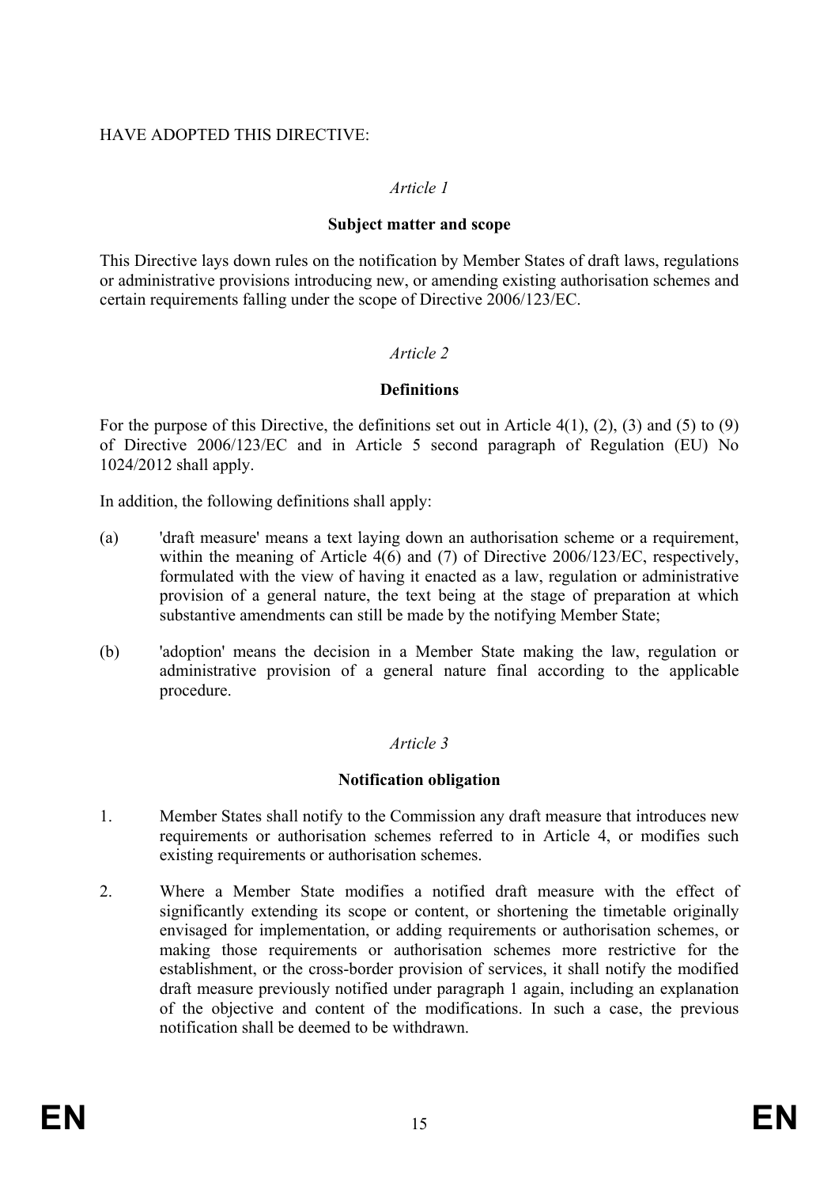HAVE ADOPTED THIS DIRECTIVE:

*Article 1*

**Subject matter and scope**

This Directive lays down rules on the notification by Member States of draft laws, regulations or administrative provisions introducing new, or amending existing authorisation schemes and certain requirements falling under the scope of Directive 2006/123/EC.

*Article 2*

**Definitions**

For the purpose of this Directive, the definitions set out in Article 4(1), (2), (3) and (5) to (9) of Directive 2006/123/EC and in Article 5 second paragraph of Regulation (EU) No 1024/2012 shall apply.

In addition, the following definitions shall apply:

(a) 'draft measure' means a text laying down an authorisation scheme or a requirement, within the meaning of Article 4(6) and (7) of Directive 2006/123/EC, respectively, formulated with the view of having it enacted as a law, regulation or administrative provision of a general nature, the text being at the stage of preparation at which substantive amendments can still be made by the notifying Member State;

(b) 'adoption' means the decision in a Member State making the law, regulation or administrative provision of a general nature final according to the applicable procedure.

*Article 3*

**Notification obligation**

1. Member States shall notify to the Commission any draft measure that introduces new requirements or authorisation schemes referred to in Article 4, or modifies such existing requirements or authorisation schemes.

2. Where a Member State modifies a notified draft measure with the effect of significantly extending its scope or content, or shortening the timetable originally envisaged for implementation, or adding requirements or authorisation schemes, or making those requirements or authorisation schemes more restrictive for the establishment, or the cross-border provision of services, it shall notify the modified draft measure previously notified under paragraph 1 again, including an explanation of the objective and content of the modifications. In such a case, the previous notification shall be deemed to be withdrawn.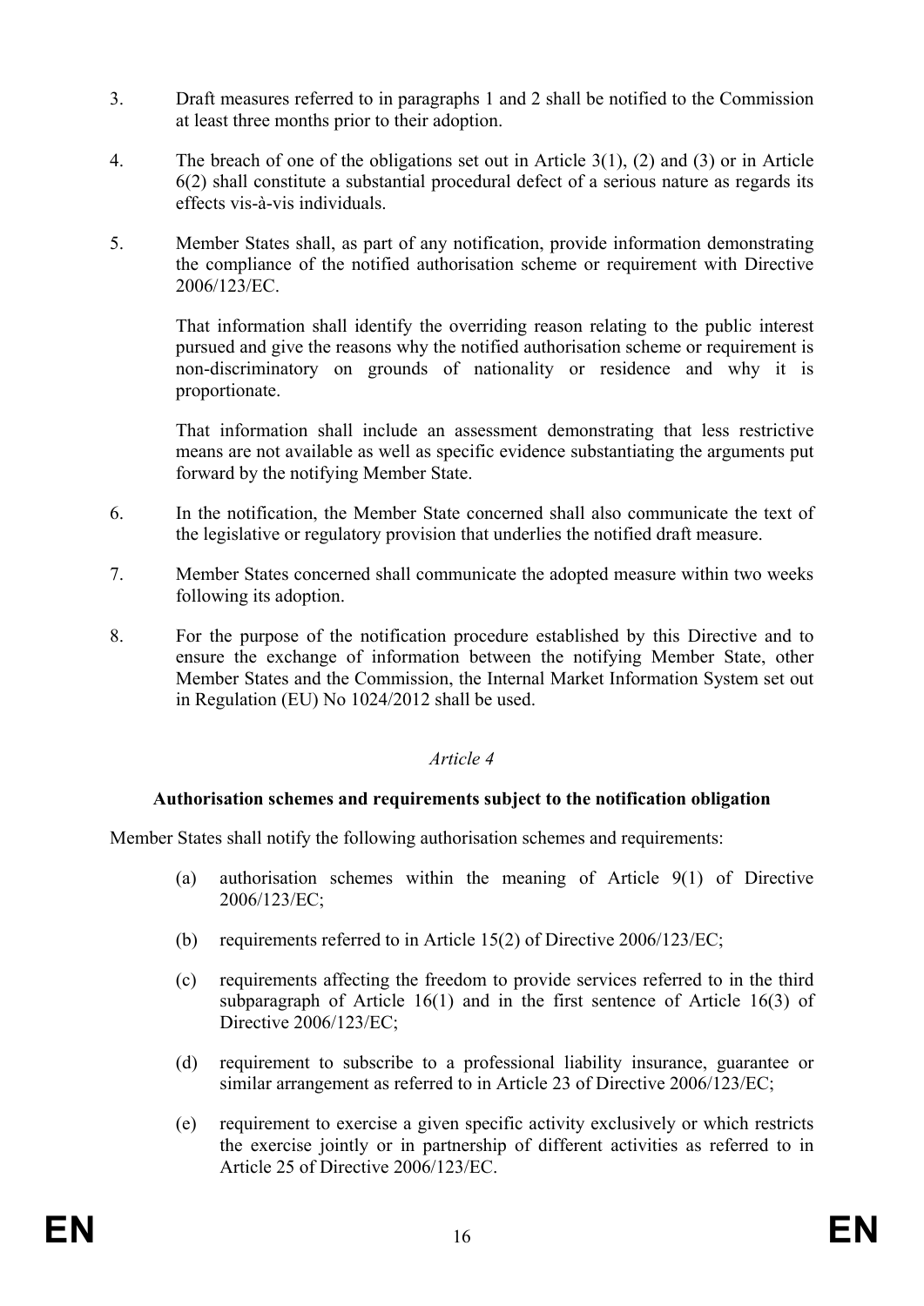3. Draft measures referred to in paragraphs 1 and 2 shall be notified to the Commission at least three months prior to their adoption.

4. The breach of one of the obligations set out in Article 3(1), (2) and (3) or in Article 6(2) shall constitute a substantial procedural defect of a serious nature as regards its effects vis-à-vis individuals.

5. Member States shall, as part of any notification, provide information demonstrating the compliance of the notified authorisation scheme or requirement with Directive 2006/123/EC.

   That information shall identify the overriding reason relating to the public interest pursued and give the reasons why the notified authorisation scheme or requirement is non-discriminatory on grounds of nationality or residence and why it is proportionate.

   That information shall include an assessment demonstrating that less restrictive means are not available as well as specific evidence substantiating the arguments put forward by the notifying Member State.

6. In the notification, the Member State concerned shall also communicate the text of the legislative or regulatory provision that underlies the notified draft measure.

7. Member States concerned shall communicate the adopted measure within two weeks following its adoption.

8. For the purpose of the notification procedure established by this Directive and to ensure the exchange of information between the notifying Member State, other Member States and the Commission, the Internal Market Information System set out in Regulation (EU) No 1024/2012 shall be used.

*Article 4*

**Authorisation schemes and requirements subject to the notification obligation**

Member States shall notify the following authorisation schemes and requirements:

(a) authorisation schemes within the meaning of Article 9(1) of Directive 2006/123/EC;

(b) requirements referred to in Article 15(2) of Directive 2006/123/EC;

(c) requirements affecting the freedom to provide services referred to in the third subparagraph of Article 16(1) and in the first sentence of Article 16(3) of Directive 2006/123/EC;

(d) requirement to subscribe to a professional liability insurance, guarantee or similar arrangement as referred to in Article 23 of Directive 2006/123/EC;

(e) requirement to exercise a given specific activity exclusively or which restricts the exercise jointly or in partnership of different activities as referred to in Article 25 of Directive 2006/123/EC.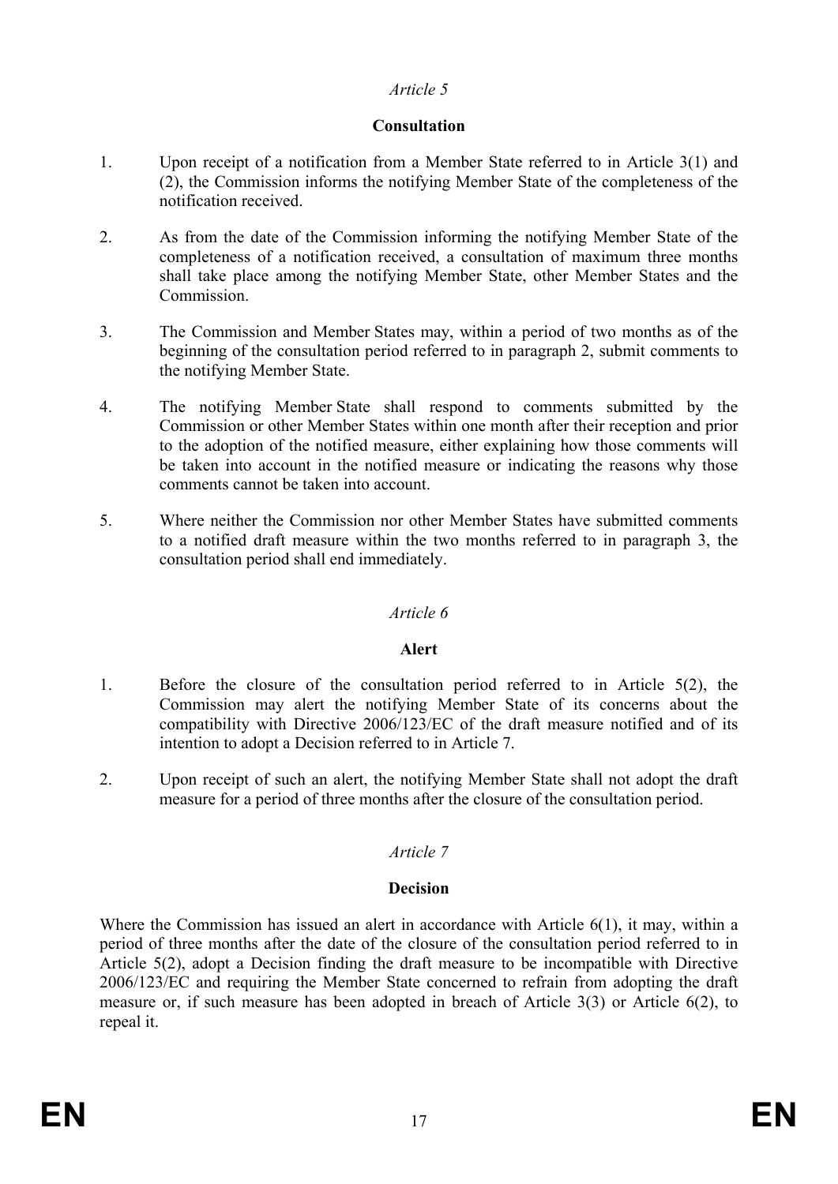*Article 5*

**Consultation**

1. Upon receipt of a notification from a Member State referred to in Article 3(1) and (2), the Commission informs the notifying Member State of the completeness of the notification received.

2. As from the date of the Commission informing the notifying Member State of the completeness of a notification received, a consultation of maximum three months shall take place among the notifying Member State, other Member States and the Commission.

3. The Commission and Member States may, within a period of two months as of the beginning of the consultation period referred to in paragraph 2, submit comments to the notifying Member State.

4. The notifying Member State shall respond to comments submitted by the Commission or other Member States within one month after their reception and prior to the adoption of the notified measure, either explaining how those comments will be taken into account in the notified measure or indicating the reasons why those comments cannot be taken into account.

5. Where neither the Commission nor other Member States have submitted comments to a notified draft measure within the two months referred to in paragraph 3, the consultation period shall end immediately.

*Article 6*

**Alert**

1. Before the closure of the consultation period referred to in Article 5(2), the Commission may alert the notifying Member State of its concerns about the compatibility with Directive 2006/123/EC of the draft measure notified and of its intention to adopt a Decision referred to in Article 7.

2. Upon receipt of such an alert, the notifying Member State shall not adopt the draft measure for a period of three months after the closure of the consultation period.

*Article 7*

**Decision**

Where the Commission has issued an alert in accordance with Article 6(1), it may, within a period of three months after the date of the closure of the consultation period referred to in Article 5(2), adopt a Decision finding the draft measure to be incompatible with Directive 2006/123/EC and requiring the Member State concerned to refrain from adopting the draft measure or, if such measure has been adopted in breach of Article 3(3) or Article 6(2), to repeal it.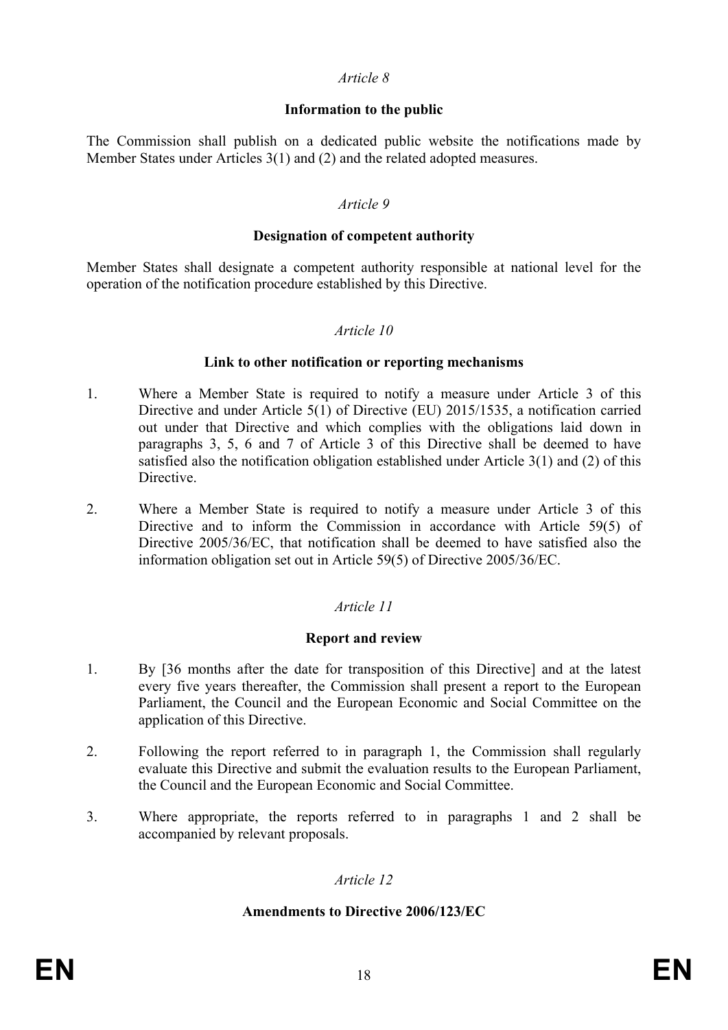*Article 8*

**Information to the public**

The Commission shall publish on a dedicated public website the notifications made by Member States under Articles 3(1) and (2) and the related adopted measures.

*Article 9*

**Designation of competent authority**

Member States shall designate a competent authority responsible at national level for the operation of the notification procedure established by this Directive.

*Article 10*

**Link to other notification or reporting mechanisms**

1. Where a Member State is required to notify a measure under Article 3 of this Directive and under Article 5(1) of Directive (EU) 2015/1535, a notification carried out under that Directive and which complies with the obligations laid down in paragraphs 3, 5, 6 and 7 of Article 3 of this Directive shall be deemed to have satisfied also the notification obligation established under Article 3(1) and (2) of this Directive.

2. Where a Member State is required to notify a measure under Article 3 of this Directive and to inform the Commission in accordance with Article 59(5) of Directive 2005/36/EC, that notification shall be deemed to have satisfied also the information obligation set out in Article 59(5) of Directive 2005/36/EC.

*Article 11*

**Report and review**

1. By [36 months after the date for transposition of this Directive] and at the latest every five years thereafter, the Commission shall present a report to the European Parliament, the Council and the European Economic and Social Committee on the application of this Directive.

2. Following the report referred to in paragraph 1, the Commission shall regularly evaluate this Directive and submit the evaluation results to the European Parliament, the Council and the European Economic and Social Committee.

3. Where appropriate, the reports referred to in paragraphs 1 and 2 shall be accompanied by relevant proposals.

*Article 12*

**Amendments to Directive 2006/123/EC**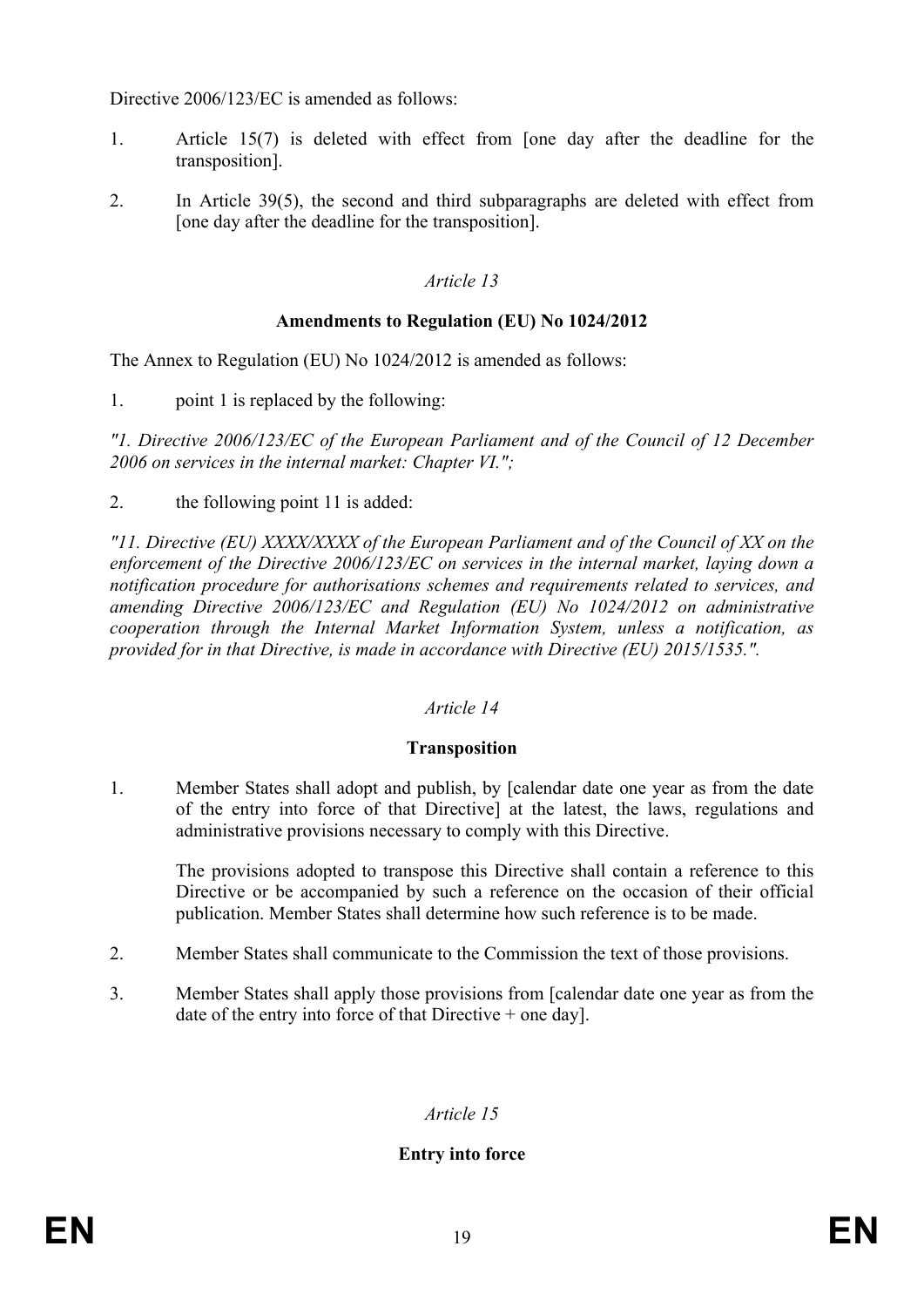Directive 2006/123/EC is amended as follows:

1. Article 15(7) is deleted with effect from [one day after the deadline for the transposition].

2. In Article 39(5), the second and third subparagraphs are deleted with effect from [one day after the deadline for the transposition].

*Article 13*

**Amendments to Regulation (EU) No 1024/2012**

The Annex to Regulation (EU) No 1024/2012 is amended as follows:

1. point 1 is replaced by the following:

*"1. Directive 2006/123/EC of the European Parliament and of the Council of 12 December 2006 on services in the internal market: Chapter VI.";*

2. the following point 11 is added:

*"11. Directive (EU) XXXX/XXXX of the European Parliament and of the Council of XX on the enforcement of the Directive 2006/123/EC on services in the internal market, laying down a notification procedure for authorisations schemes and requirements related to services, and amending Directive 2006/123/EC and Regulation (EU) No 1024/2012 on administrative cooperation through the Internal Market Information System, unless a notification, as provided for in that Directive, is made in accordance with Directive (EU) 2015/1535.".*

*Article 14*

**Transposition**

1. Member States shall adopt and publish, by [calendar date one year as from the date of the entry into force of that Directive] at the latest, the laws, regulations and administrative provisions necessary to comply with this Directive.

   The provisions adopted to transpose this Directive shall contain a reference to this Directive or be accompanied by such a reference on the occasion of their official publication. Member States shall determine how such reference is to be made.

2. Member States shall communicate to the Commission the text of those provisions.

3. Member States shall apply those provisions from [calendar date one year as from the date of the entry into force of that Directive + one day].

*Article 15*

**Entry into force**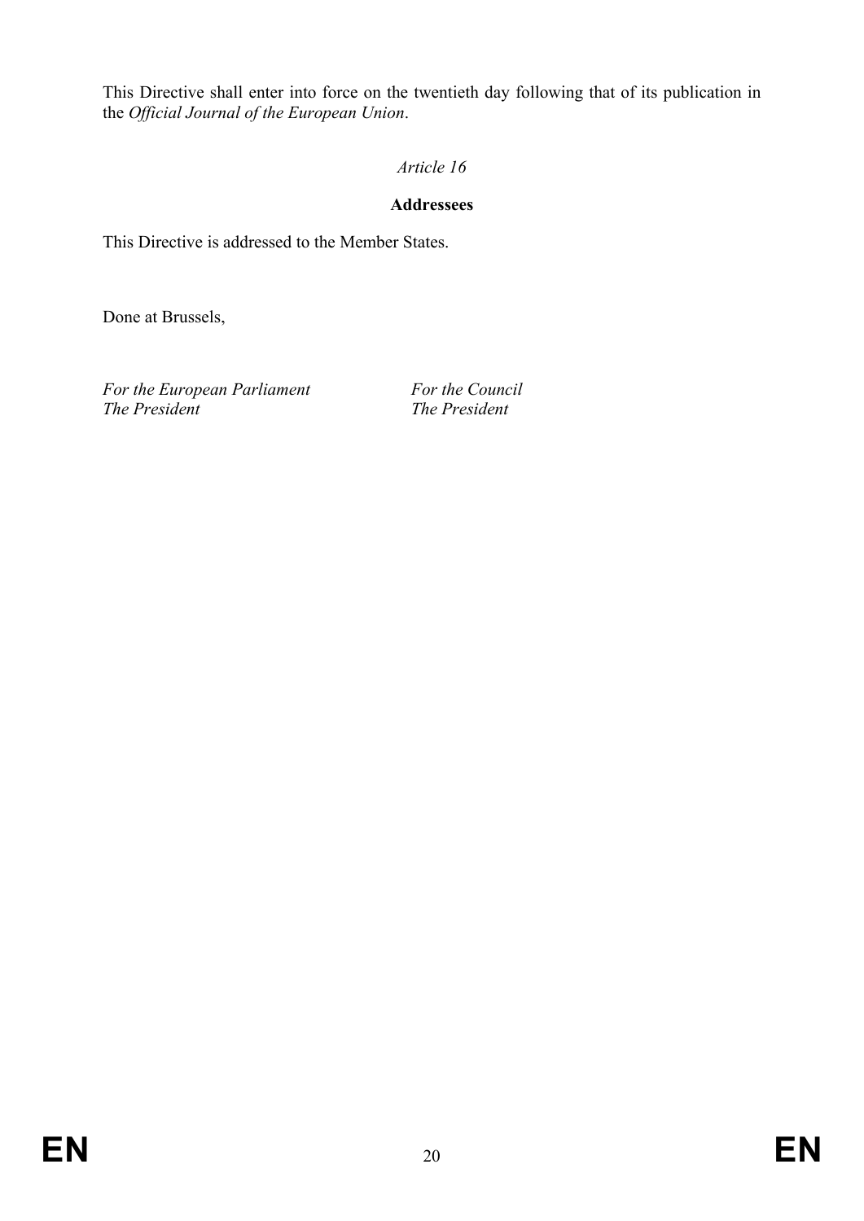This Directive shall enter into force on the twentieth day following that of its publication in the *Official Journal of the European Union*.

*Article 16*

**Addressees**

This Directive is addressed to the Member States.

Done at Brussels,

*For the European Parliament*
*The President*

*For the Council*
*The President*